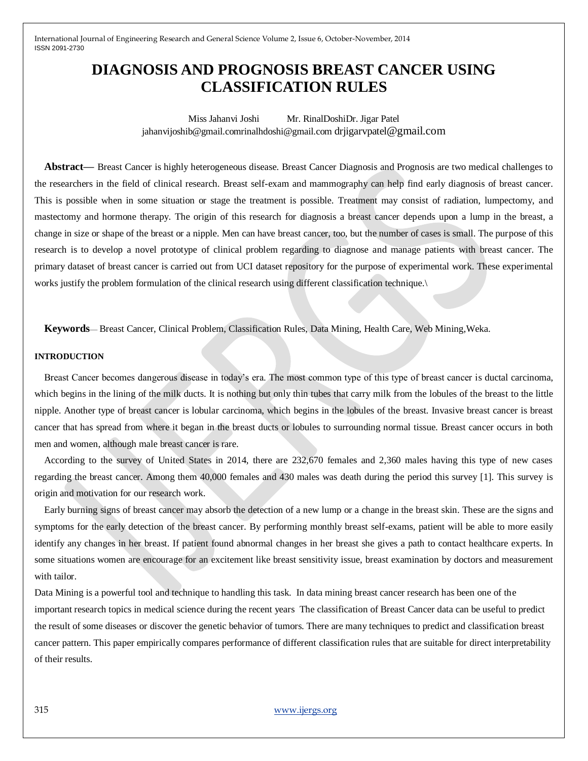# DIAGNOSIS AND PROGNOSIS BREAST CANCER USING CLASSIFICATION RULES

Miss Jahanvi Joshi Mr. RinalDoshiDr. Jigar Patel

jahanvijoshib@gmail.comrinalhdoshi@gmail.com drjigarvpatel@gmail.com

**Abstract—** Breast Cancer is highly heterogeneous disease. Breast Cancer Diagnosis and Prognosis are two medical challenges to the researchers in the field of clinical research. Breast self-exam and mammography can help find early diagnosis of breast cancer. This is possible when in some situation or stage the treatment is possible. Treatment may consist of radiation, lumpectomy, and mastectomy and hormone therapy. The origin of this research for diagnosis a breast cancer depends upon a lump in the breast, a change in size or shape of the breast or a nipple. Men can have breast cancer, too, but the number of cases is small. The purpose of this research is to develop a novel prototype of clinical problem regarding to diagnose and manage patients with breast cancer. The primary dataset of breast cancer is carried out from UCI dataset repository for the purpose of experimental work. These experimental works justify the problem formulation of the clinical research using different classification technique.\

**Keywords**— Breast Cancer, Clinical Problem, Classification Rules, Data Mining, Health Care, Web Mining,Weka.

## INTRODUCTION

Breast Cancer becomes dangerous disease in today's era. The most common type of this type of breast cancer is ductal carcinoma, which begins in the lining of the milk ducts. It is nothing but only thin tubes that carry milk from the lobules of the breast to the little nipple. Another type of breast cancer is lobular carcinoma, which begins in the lobules of the breast. Invasive breast cancer is breast cancer that has spread from where it began in the breast ducts or lobules to surrounding normal tissue. Breast cancer occurs in both men and women, although male breast cancer is rare.

According to the survey of United States in 2014, there are 232,670 females and 2,360 males having this type of new cases regarding the breast cancer. Among them 40,000 females and 430 males was death during the period this survey [1]. This survey is origin and motivation for our research work.

Early burning signs of breast cancer may absorb the detection of a new lump or a change in the breast skin. These are the signs and symptoms for the early detection of the breast cancer. By performing monthly breast self-exams, patient will be able to more easily identify any changes in her breast. If patient found abnormal changes in her breast she gives a path to contact healthcare experts. In some situations women are encourage for an excitement like breast sensitivity issue, breast examination by doctors and measurement with tailor.

Data Mining is a powerful tool and technique to handling this task. In data mining breast cancer research has been one of the important research topics in medical science during the recent years The classification of Breast Cancer data can be useful to predict the result of some diseases or discover the genetic behavior of tumors. There are many techniques to predict and classification breast cancer pattern. This paper empirically compares performance of different classification rules that are suitable for direct interpretability of their results.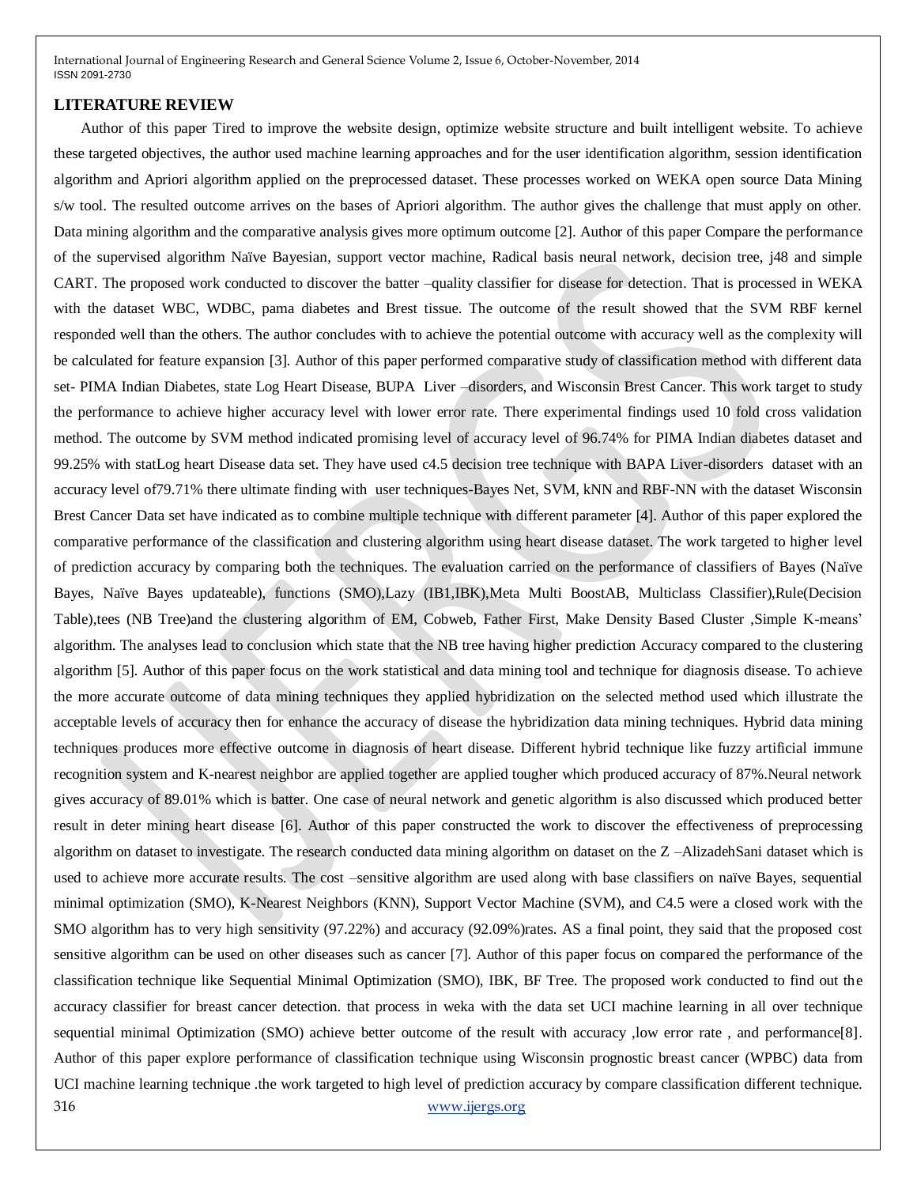## LITERATURE REVIEW

Author of this paper Tired to improve the website design, optimize website structure and built intelligent website. To achieve these targeted objectives, the author used machine learning approaches and for the user identification algorithm, session identification algorithm and Apriori algorithm applied on the preprocessed dataset. These processes worked on WEKA open source Data Mining s/w tool. The resulted outcome arrives on the bases of Apriori algorithm. The author gives the challenge that must apply on other. Data mining algorithm and the comparative analysis gives more optimum outcome [2]. Author of this paper Compare the performance of the supervised algorithm Naïve Bayesian, support vector machine, Radical basis neural network, decision tree, j48 and simple CART. The proposed work conducted to discover the batter –quality classifier for disease for detection. That is processed in WEKA with the dataset WBC, WDBC, pama diabetes and Brest tissue. The outcome of the result showed that the SVM RBF kernel responded well than the others. The author concludes with to achieve the potential outcome with accuracy well as the complexity will be calculated for feature expansion [3]. Author of this paper performed comparative study of classification method with different data set- PIMA Indian Diabetes, state Log Heart Disease, BUPA Liver –disorders, and Wisconsin Brest Cancer. This work target to study the performance to achieve higher accuracy level with lower error rate. There experimental findings used 10 fold cross validation method. The outcome by SVM method indicated promising level of accuracy level of 96.74% for PIMA Indian diabetes dataset and 99.25% with statLog heart Disease data set. They have used c4.5 decision tree technique with BAPA Liver-disorders dataset with an accuracy level of79.71% there ultimate finding with user techniques-Bayes Net, SVM, kNN and RBF-NN with the dataset Wisconsin Brest Cancer Data set have indicated as to combine multiple technique with different parameter [4]. Author of this paper explored the comparative performance of the classification and clustering algorithm using heart disease dataset. The work targeted to higher level of prediction accuracy by comparing both the techniques. The evaluation carried on the performance of classifiers of Bayes (Naïve Bayes, Naïve Bayes updateable), functions (SMO),Lazy (IB1,IBK),Meta Multi BoostAB, Multiclass Classifier),Rule(Decision Table),tees (NB Tree)and the clustering algorithm of EM, Cobweb, Father First, Make Density Based Cluster ,Simple K-means' algorithm. The analyses lead to conclusion which state that the NB tree having higher prediction Accuracy compared to the clustering algorithm [5]. Author of this paper focus on the work statistical and data mining tool and technique for diagnosis disease. To achieve the more accurate outcome of data mining techniques they applied hybridization on the selected method used which illustrate the acceptable levels of accuracy then for enhance the accuracy of disease the hybridization data mining techniques. Hybrid data mining techniques produces more effective outcome in diagnosis of heart disease. Different hybrid technique like fuzzy artificial immune recognition system and K-nearest neighbor are applied together are applied tougher which produced accuracy of 87%.Neural network gives accuracy of 89.01% which is batter. One case of neural network and genetic algorithm is also discussed which produced better result in deter mining heart disease [6]. Author of this paper constructed the work to discover the effectiveness of preprocessing algorithm on dataset to investigate. The research conducted data mining algorithm on dataset on the Z –AlizadehSani dataset which is used to achieve more accurate results. The cost –sensitive algorithm are used along with base classifiers on naïve Bayes, sequential minimal optimization (SMO), K-Nearest Neighbors (KNN), Support Vector Machine (SVM), and C4.5 were a closed work with the SMO algorithm has to very high sensitivity (97.22%) and accuracy (92.09%)rates. AS a final point, they said that the proposed cost sensitive algorithm can be used on other diseases such as cancer [7]. Author of this paper focus on compared the performance of the classification technique like Sequential Minimal Optimization (SMO), IBK, BF Tree. The proposed work conducted to find out the accuracy classifier for breast cancer detection. that process in weka with the data set UCI machine learning in all over technique sequential minimal Optimization (SMO) achieve better outcome of the result with accuracy ,low error rate , and performance[8]. Author of this paper explore performance of classification technique using Wisconsin prognostic breast cancer (WPBC) data from UCI machine learning technique .the work targeted to high level of prediction accuracy by compare classification different technique.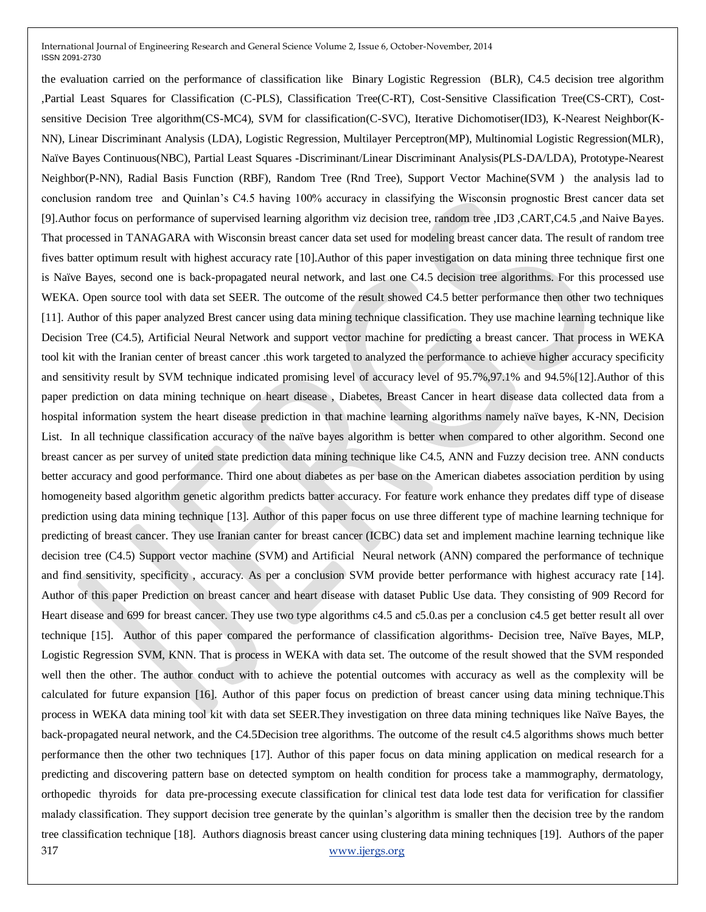the evaluation carried on the performance of classification like Binary Logistic Regression (BLR), C4.5 decision tree algorithm ,Partial Least Squares for Classification (C-PLS), Classification Tree(C-RT), Cost-Sensitive Classification Tree(CS-CRT), Cost-sensitive Decision Tree algorithm(CS-MC4), SVM for classification(C-SVC), Iterative Dichomotiser(ID3), K-Nearest Neighbor(K-NN), Linear Discriminant Analysis (LDA), Logistic Regression, Multilayer Perceptron(MP), Multinomial Logistic Regression(MLR), Naïve Bayes Continuous(NBC), Partial Least Squares -Discriminant/Linear Discriminant Analysis(PLS-DA/LDA), Prototype-Nearest Neighbor(P-NN), Radial Basis Function (RBF), Random Tree (Rnd Tree), Support Vector Machine(SVM ) the analysis lad to conclusion random tree and Quinlan's C4.5 having 100% accuracy in classifying the Wisconsin prognostic Brest cancer data set [9].Author focus on performance of supervised learning algorithm viz decision tree, random tree ,ID3 ,CART,C4.5 ,and Naive Bayes. That processed in TANAGARA with Wisconsin breast cancer data set used for modeling breast cancer data. The result of random tree fives batter optimum result with highest accuracy rate [10].Author of this paper investigation on data mining three technique first one is Naïve Bayes, second one is back-propagated neural network, and last one C4.5 decision tree algorithms. For this processed use WEKA. Open source tool with data set SEER. The outcome of the result showed C4.5 better performance then other two techniques [11]. Author of this paper analyzed Brest cancer using data mining technique classification. They use machine learning technique like Decision Tree (C4.5), Artificial Neural Network and support vector machine for predicting a breast cancer. That process in WEKA tool kit with the Iranian center of breast cancer .this work targeted to analyzed the performance to achieve higher accuracy specificity and sensitivity result by SVM technique indicated promising level of accuracy level of 95.7%,97.1% and 94.5%[12].Author of this paper prediction on data mining technique on heart disease , Diabetes, Breast Cancer in heart disease data collected data from a hospital information system the heart disease prediction in that machine learning algorithms namely naïve bayes, K-NN, Decision List. In all technique classification accuracy of the naïve bayes algorithm is better when compared to other algorithm. Second one breast cancer as per survey of united state prediction data mining technique like C4.5, ANN and Fuzzy decision tree. ANN conducts better accuracy and good performance. Third one about diabetes as per base on the American diabetes association perdition by using homogeneity based algorithm genetic algorithm predicts batter accuracy. For feature work enhance they predates diff type of disease prediction using data mining technique [13]. Author of this paper focus on use three different type of machine learning technique for predicting of breast cancer. They use Iranian canter for breast cancer (ICBC) data set and implement machine learning technique like decision tree (C4.5) Support vector machine (SVM) and Artificial Neural network (ANN) compared the performance of technique and find sensitivity, specificity , accuracy. As per a conclusion SVM provide better performance with highest accuracy rate [14]. Author of this paper Prediction on breast cancer and heart disease with dataset Public Use data. They consisting of 909 Record for Heart disease and 699 for breast cancer. They use two type algorithms c4.5 and c5.0.as per a conclusion c4.5 get better result all over technique [15]. Author of this paper compared the performance of classification algorithms- Decision tree, Naïve Bayes, MLP, Logistic Regression SVM, KNN. That is process in WEKA with data set. The outcome of the result showed that the SVM responded well then the other. The author conduct with to achieve the potential outcomes with accuracy as well as the complexity will be calculated for future expansion [16]. Author of this paper focus on prediction of breast cancer using data mining technique.This process in WEKA data mining tool kit with data set SEER.They investigation on three data mining techniques like Naïve Bayes, the back-propagated neural network, and the C4.5Decision tree algorithms. The outcome of the result c4.5 algorithms shows much better performance then the other two techniques [17]. Author of this paper focus on data mining application on medical research for a predicting and discovering pattern base on detected symptom on health condition for process take a mammography, dermatology, orthopedic thyroids for data pre-processing execute classification for clinical test data lode test data for verification for classifier malady classification. They support decision tree generate by the quinlan's algorithm is smaller then the decision tree by the random tree classification technique [18]. Authors diagnosis breast cancer using clustering data mining techniques [19]. Authors of the paper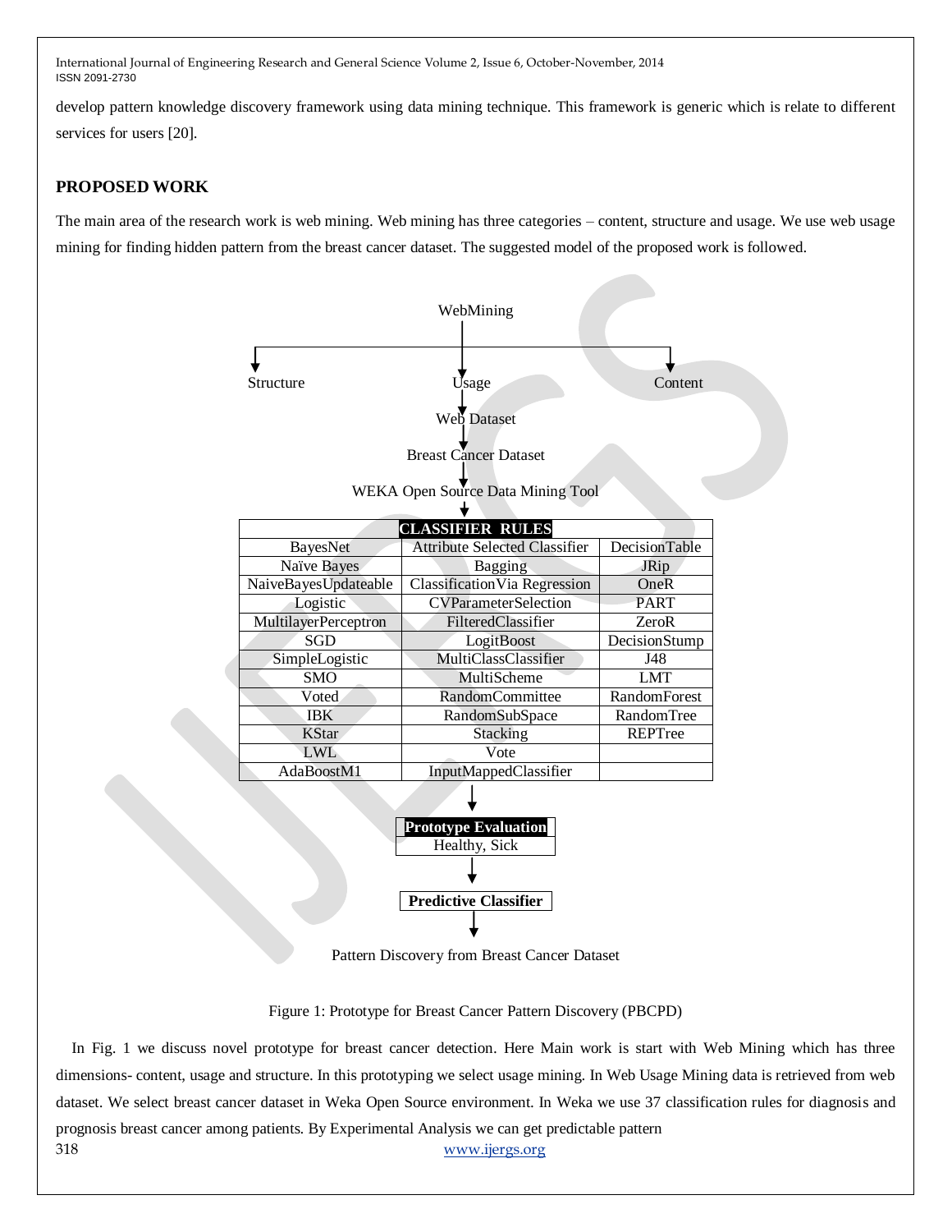develop pattern knowledge discovery framework using data mining technique. This framework is generic which is relate to different services for users [20].

## PROPOSED WORK

The main area of the research work is web mining. Web mining has three categories – content, structure and usage. We use web usage mining for finding hidden pattern from the breast cancer dataset. The suggested model of the proposed work is followed.

WebMining

Structure | Usage | Content

Web Dataset

Breast Cancer Dataset

WEKA Open Source Data Mining Tool

| **CLASSIFIER RULES** | | |
|---|---|---|
| BayesNet | Attribute Selected Classifier | DecisionTable |
| Naïve Bayes | Bagging | JRip |
| NaiveBayesUpdateable | ClassificationVia Regression | OneR |
| Logistic | CVParameterSelection | PART |
| MultilayerPerceptron | FilteredClassifier | ZeroR |
| SGD | LogitBoost | DecisionStump |
| SimpleLogistic | MultiClassClassifier | J48 |
| SMO | MultiScheme | LMT |
| Voted | RandomCommittee | RandomForest |
| IBK | RandomSubSpace | RandomTree |
| KStar | Stacking | REPTree |
| LWL | Vote | |
| AdaBoostM1 | InputMappedClassifier | |

**Prototype Evaluation**

Healthy, Sick

**Predictive Classifier**

Pattern Discovery from Breast Cancer Dataset

Figure 1: Prototype for Breast Cancer Pattern Discovery (PBCPD)

In Fig. 1 we discuss novel prototype for breast cancer detection. Here Main work is start with Web Mining which has three dimensions- content, usage and structure. In this prototyping we select usage mining. In Web Usage Mining data is retrieved from web dataset. We select breast cancer dataset in Weka Open Source environment. In Weka we use 37 classification rules for diagnosis and prognosis breast cancer among patients. By Experimental Analysis we can get predictable pattern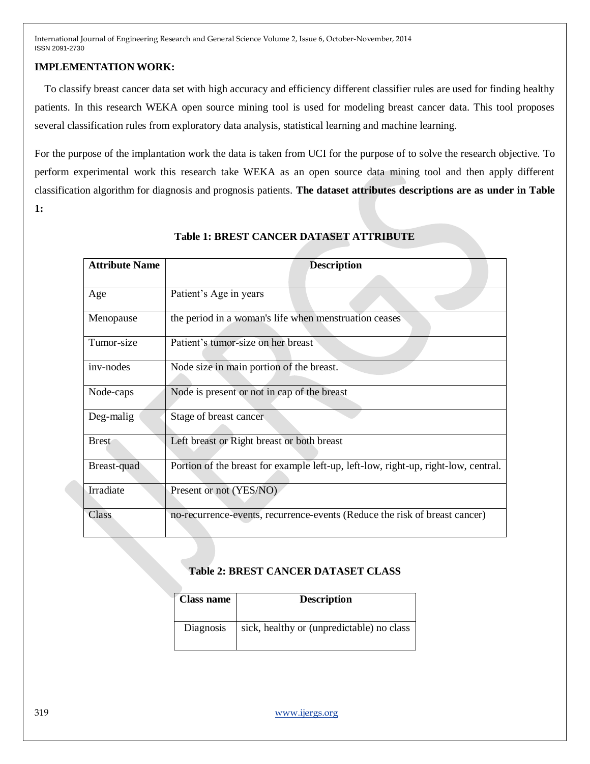## IMPLEMENTATION WORK:

To classify breast cancer data set with high accuracy and efficiency different classifier rules are used for finding healthy patients. In this research WEKA open source mining tool is used for modeling breast cancer data. This tool proposes several classification rules from exploratory data analysis, statistical learning and machine learning.

For the purpose of the implantation work the data is taken from UCI for the purpose of to solve the research objective. To perform experimental work this research take WEKA as an open source data mining tool and then apply different classification algorithm for diagnosis and prognosis patients. **The dataset attributes descriptions are as under in Table 1:**

**Table 1: BREST CANCER DATASET ATTRIBUTE**

| Attribute Name | Description |
| --- | --- |
| Age | Patient's Age in years |
| Menopause | the period in a woman's life when menstruation ceases |
| Tumor-size | Patient's tumor-size on her breast |
| inv-nodes | Node size in main portion of the breast. |
| Node-caps | Node is present or not in cap of the breast |
| Deg-malig | Stage of breast cancer |
| Brest | Left breast or Right breast or both breast |
| Breast-quad | Portion of the breast for example left-up, left-low, right-up, right-low, central. |
| Irradiate | Present or not (YES/NO) |
| Class | no-recurrence-events, recurrence-events (Reduce the risk of breast cancer) |

**Table 2: BREST CANCER DATASET CLASS**

| Class name | Description |
| --- | --- |
| Diagnosis | sick, healthy or (unpredictable) no class |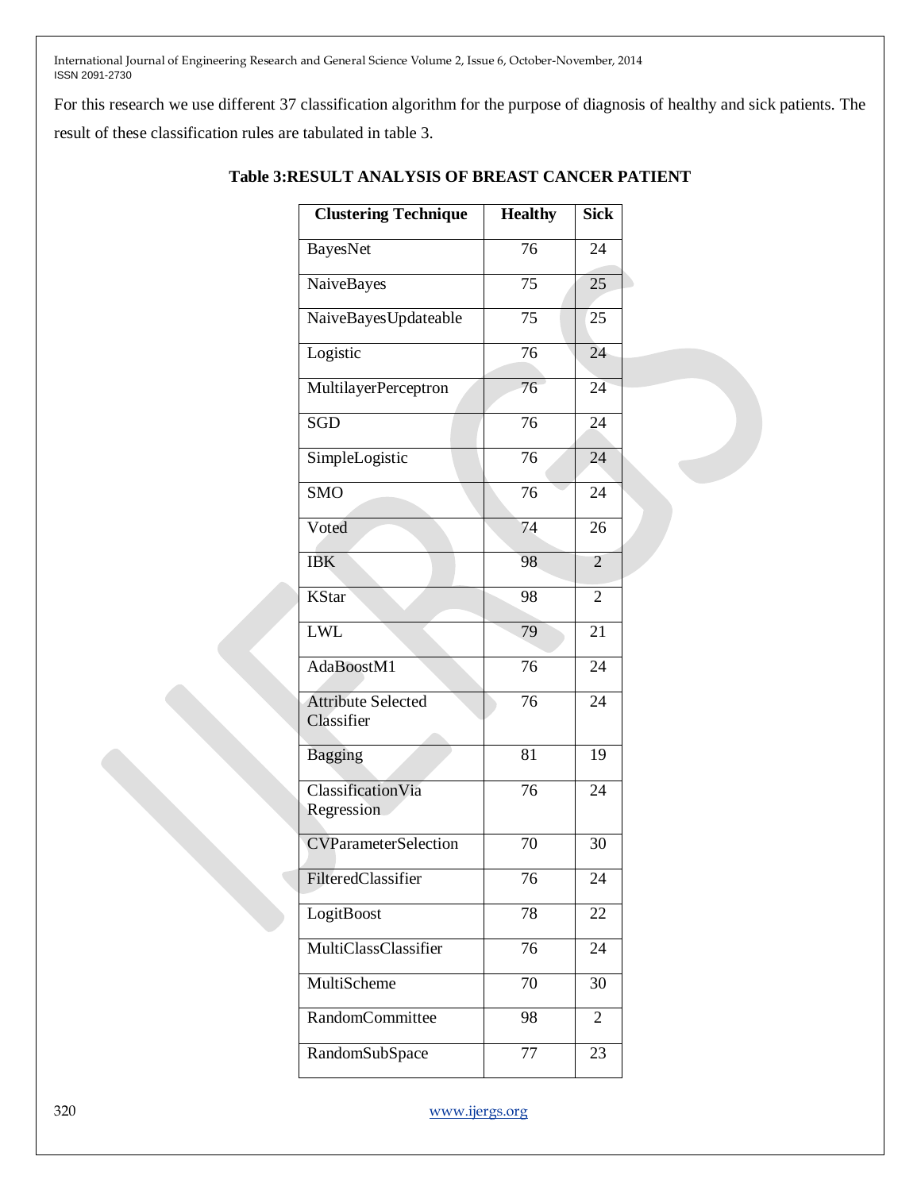For this research we use different 37 classification algorithm for the purpose of diagnosis of healthy and sick patients. The result of these classification rules are tabulated in table 3.

**Table 3:RESULT ANALYSIS OF BREAST CANCER PATIENT**

| Clustering Technique | Healthy | Sick |
|---|---|---|
| BayesNet | 76 | 24 |
| NaiveBayes | 75 | 25 |
| NaiveBayesUpdateable | 75 | 25 |
| Logistic | 76 | 24 |
| MultilayerPerceptron | 76 | 24 |
| SGD | 76 | 24 |
| SimpleLogistic | 76 | 24 |
| SMO | 76 | 24 |
| Voted | 74 | 26 |
| IBK | 98 | 2 |
| KStar | 98 | 2 |
| LWL | 79 | 21 |
| AdaBoostM1 | 76 | 24 |
| Attribute Selected Classifier | 76 | 24 |
| Bagging | 81 | 19 |
| ClassificationVia Regression | 76 | 24 |
| CVParameterSelection | 70 | 30 |
| FilteredClassifier | 76 | 24 |
| LogitBoost | 78 | 22 |
| MultiClassClassifier | 76 | 24 |
| MultiScheme | 70 | 30 |
| RandomCommittee | 98 | 2 |
| RandomSubSpace | 77 | 23 |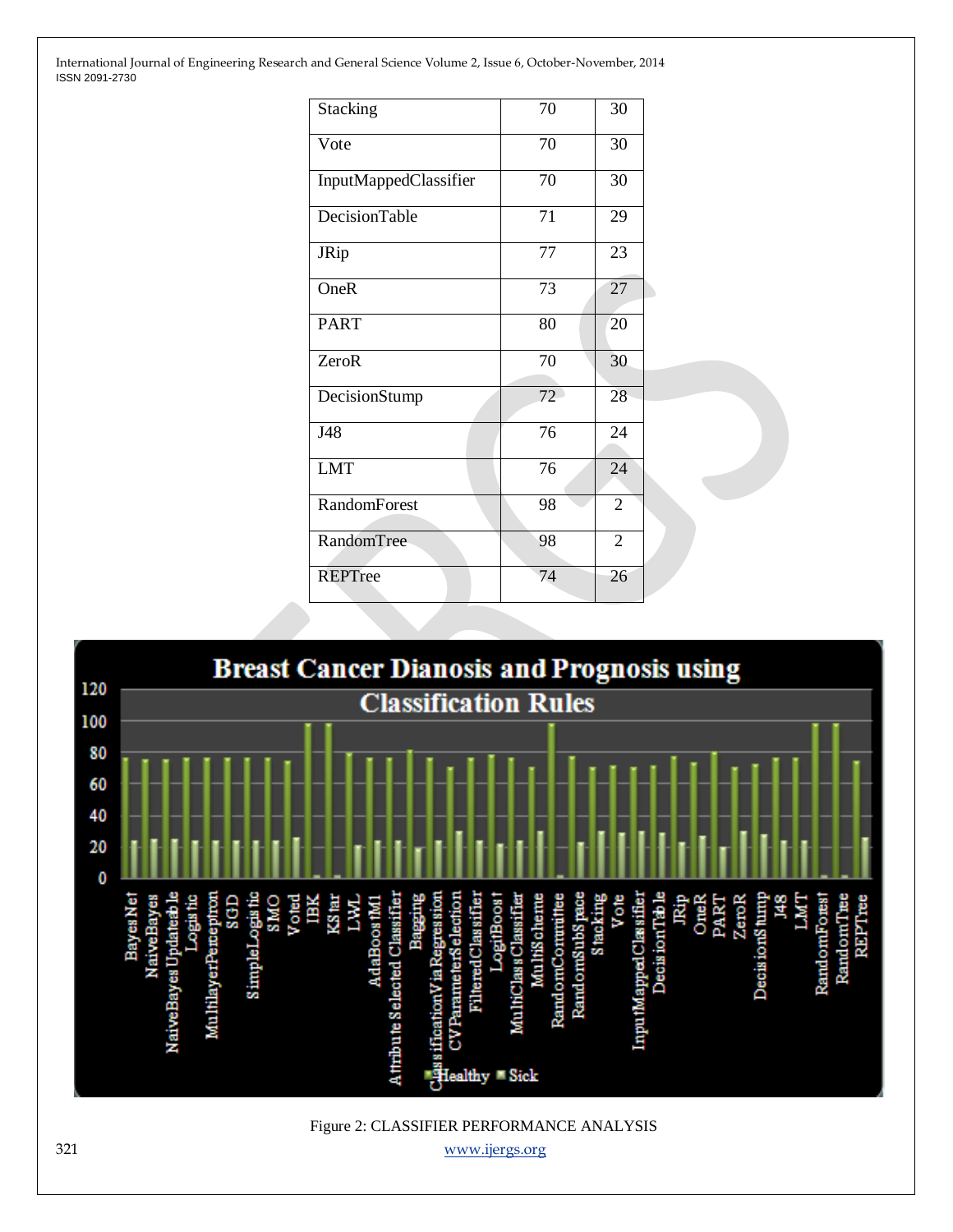| Stacking | 70 | 30 |
|---|---|---|
| Vote | 70 | 30 |
| InputMappedClassifier | 70 | 30 |
| DecisionTable | 71 | 29 |
| JRip | 77 | 23 |
| OneR | 73 | 27 |
| PART | 80 | 20 |
| ZeroR | 70 | 30 |
| DecisionStump | 72 | 28 |
| J48 | 76 | 24 |
| LMT | 76 | 24 |
| RandomForest | 98 | 2 |
| RandomTree | 98 | 2 |
| REPTree | 74 | 26 |

Figure 2: CLASSIFIER PERFORMANCE ANALYSIS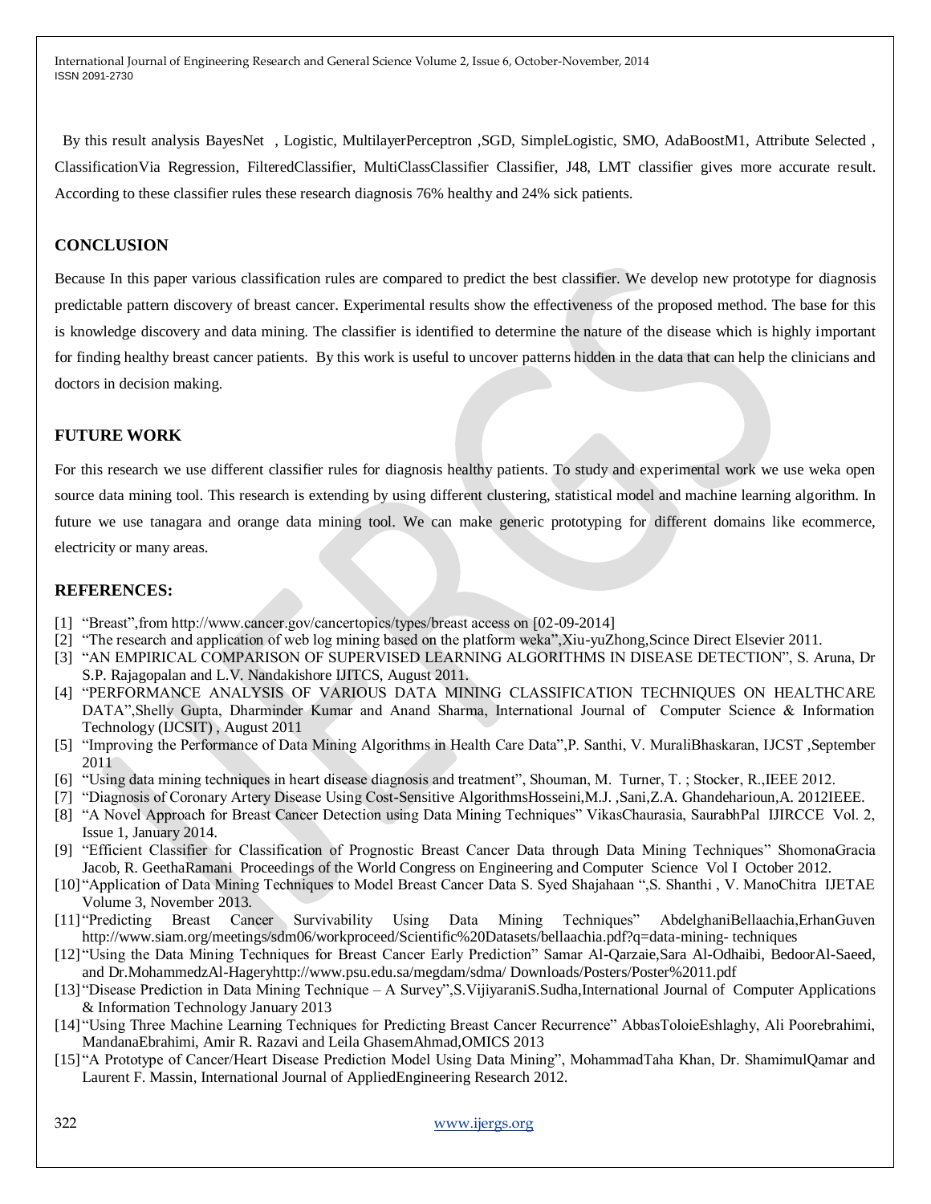By this result analysis BayesNet , Logistic, MultilayerPerceptron ,SGD, SimpleLogistic, SMO, AdaBoostM1, Attribute Selected , ClassificationVia Regression, FilteredClassifier, MultiClassClassifier Classifier, J48, LMT classifier gives more accurate result. According to these classifier rules these research diagnosis 76% healthy and 24% sick patients.

## CONCLUSION

Because In this paper various classification rules are compared to predict the best classifier. We develop new prototype for diagnosis predictable pattern discovery of breast cancer. Experimental results show the effectiveness of the proposed method. The base for this is knowledge discovery and data mining. The classifier is identified to determine the nature of the disease which is highly important for finding healthy breast cancer patients. By this work is useful to uncover patterns hidden in the data that can help the clinicians and doctors in decision making.

## FUTURE WORK

For this research we use different classifier rules for diagnosis healthy patients. To study and experimental work we use weka open source data mining tool. This research is extending by using different clustering, statistical model and machine learning algorithm. In future we use tanagara and orange data mining tool. We can make generic prototyping for different domains like ecommerce, electricity or many areas.

## REFERENCES:

[1] "Breast",from http://www.cancer.gov/cancertopics/types/breast access on [02-09-2014]

[2] "The research and application of web log mining based on the platform weka",Xiu-yuZhong,Scince Direct Elsevier 2011.

[3] "AN EMPIRICAL COMPARISON OF SUPERVISED LEARNING ALGORITHMS IN DISEASE DETECTION", S. Aruna, Dr S.P. Rajagopalan and L.V. Nandakishore IJITCS, August 2011.

[4] "PERFORMANCE ANALYSIS OF VARIOUS DATA MINING CLASSIFICATION TECHNIQUES ON HEALTHCARE DATA",Shelly Gupta, Dharminder Kumar and Anand Sharma, International Journal of Computer Science & Information Technology (IJCSIT) , August 2011

[5] "Improving the Performance of Data Mining Algorithms in Health Care Data",P. Santhi, V. MuraliBhaskaran, IJCST ,September 2011

[6] "Using data mining techniques in heart disease diagnosis and treatment", Shouman, M. Turner, T. ; Stocker, R.,IEEE 2012.

[7] "Diagnosis of Coronary Artery Disease Using Cost-Sensitive AlgorithmsHosseini,M.J. ,Sani,Z.A. Ghandeharioun,A. 2012IEEE.

[8] "A Novel Approach for Breast Cancer Detection using Data Mining Techniques" VikasChaurasia, SaurabhPal IJIRCCE Vol. 2, Issue 1, January 2014.

[9] "Efficient Classifier for Classification of Prognostic Breast Cancer Data through Data Mining Techniques" ShomonaGracia Jacob, R. GeethaRamani Proceedings of the World Congress on Engineering and Computer Science Vol I October 2012.

[10] "Application of Data Mining Techniques to Model Breast Cancer Data S. Syed Shajahaan ",S. Shanthi , V. ManoChitra IJETAE Volume 3, November 2013.

[11] "Predicting Breast Cancer Survivability Using Data Mining Techniques" AbdelghaniBellaachia,ErhanGuven http://www.siam.org/meetings/sdm06/workproceed/Scientific%20Datasets/bellaachia.pdf?q=data-mining- techniques

[12] "Using the Data Mining Techniques for Breast Cancer Early Prediction" Samar Al-Qarzaie,Sara Al-Odhaibi, BedoorAl-Saeed, and Dr.MohammedzAl-Hageryhttp://www.psu.edu.sa/megdam/sdma/ Downloads/Posters/Poster%2011.pdf

[13] "Disease Prediction in Data Mining Technique – A Survey",S.VijiyaraniS.Sudha,International Journal of Computer Applications & Information Technology January 2013

[14] "Using Three Machine Learning Techniques for Predicting Breast Cancer Recurrence" AbbasToloieEshlaghy, Ali Poorebrahimi, MandanaEbrahimi, Amir R. Razavi and Leila GhasemAhmad,OMICS 2013

[15] "A Prototype of Cancer/Heart Disease Prediction Model Using Data Mining", MohammadTaha Khan, Dr. ShamimulQamar and Laurent F. Massin, International Journal of AppliedEngineering Research 2012.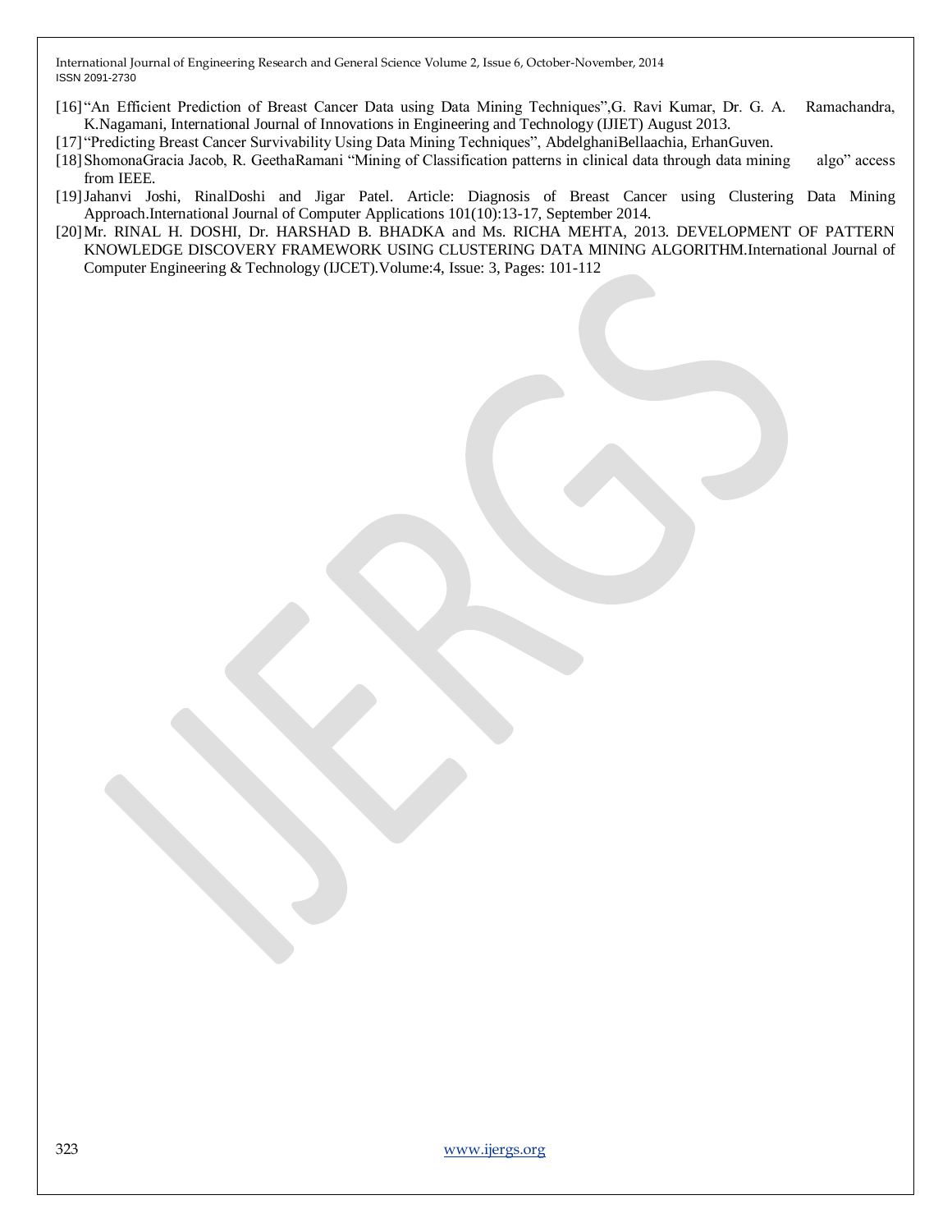[16]"An Efficient Prediction of Breast Cancer Data using Data Mining Techniques",G. Ravi Kumar, Dr. G. A. Ramachandra, K.Nagamani, International Journal of Innovations in Engineering and Technology (IJIET) August 2013.

[17]"Predicting Breast Cancer Survivability Using Data Mining Techniques", AbdelghaniBellaachia, ErhanGuven.

[18]ShomonaGracia Jacob, R. GeethaRamani "Mining of Classification patterns in clinical data through data mining algo" access from IEEE.

[19]Jahanvi Joshi, RinalDoshi and Jigar Patel. Article: Diagnosis of Breast Cancer using Clustering Data Mining Approach.International Journal of Computer Applications 101(10):13-17, September 2014.

[20]Mr. RINAL H. DOSHI, Dr. HARSHAD B. BHADKA and Ms. RICHA MEHTA, 2013. DEVELOPMENT OF PATTERN KNOWLEDGE DISCOVERY FRAMEWORK USING CLUSTERING DATA MINING ALGORITHM.International Journal of Computer Engineering & Technology (IJCET).Volume:4, Issue: 3, Pages: 101-112